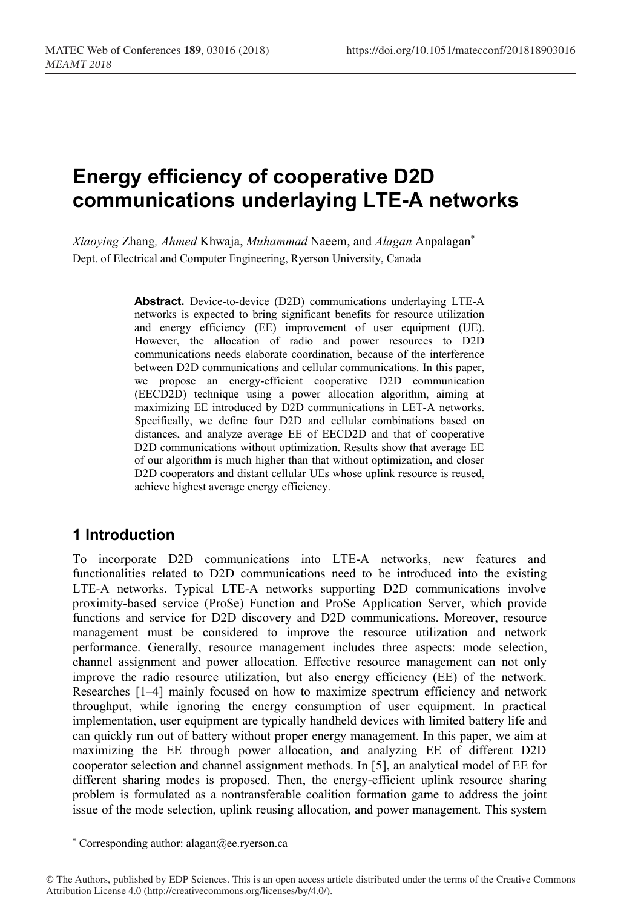# Energy efficiency of cooperative D2D communications underlaying LTE-A networks

*Xiaoying* Zhang, *Ahmed* Khwaja, *Muhammad* Naeem, and *Alagan* Anpalagan*

Dept. of Electrical and Computer Engineering, Ryerson University, Canada

**Abstract.** Device-to-device (D2D) communications underlaying LTE-A networks is expected to bring significant benefits for resource utilization and energy efficiency (EE) improvement of user equipment (UE). However, the allocation of radio and power resources to D2D communications needs elaborate coordination, because of the interference between D2D communications and cellular communications. In this paper, we propose an energy-efficient cooperative D2D communication (EECD2D) technique using a power allocation algorithm, aiming at maximizing EE introduced by D2D communications in LET-A networks. Specifically, we define four D2D and cellular combinations based on distances, and analyze average EE of EECD2D and that of cooperative D2D communications without optimization. Results show that average EE of our algorithm is much higher than that without optimization, and closer D2D cooperators and distant cellular UEs whose uplink resource is reused, achieve highest average energy efficiency.

## 1 Introduction

To incorporate D2D communications into LTE-A networks, new features and functionalities related to D2D communications need to be introduced into the existing LTE-A networks. Typical LTE-A networks supporting D2D communications involve proximity-based service (ProSe) Function and ProSe Application Server, which provide functions and service for D2D discovery and D2D communications. Moreover, resource management must be considered to improve the resource utilization and network performance. Generally, resource management includes three aspects: mode selection, channel assignment and power allocation. Effective resource management can not only improve the radio resource utilization, but also energy efficiency (EE) of the network. Researches [1–4] mainly focused on how to maximize spectrum efficiency and network throughput, while ignoring the energy consumption of user equipment. In practical implementation, user equipment are typically handheld devices with limited battery life and can quickly run out of battery without proper energy management. In this paper, we aim at maximizing the EE through power allocation, and analyzing EE of different D2D cooperator selection and channel assignment methods. In [5], an analytical model of EE for different sharing modes is proposed. Then, the energy-efficient uplink resource sharing problem is formulated as a nontransferable coalition formation game to address the joint issue of the mode selection, uplink reusing allocation, and power management. This system

---

* Corresponding author: alagan@ee.ryerson.ca

© The Authors, published by EDP Sciences. This is an open access article distributed under the terms of the Creative Commons Attribution License 4.0 (http://creativecommons.org/licenses/by/4.0/).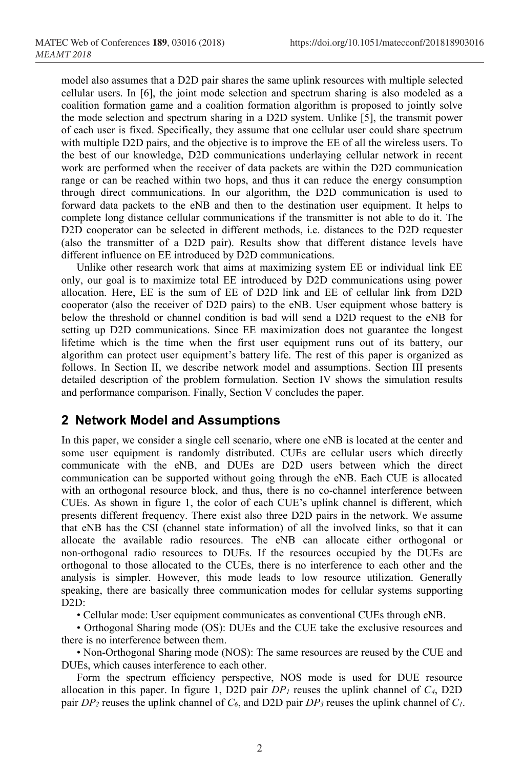model also assumes that a D2D pair shares the same uplink resources with multiple selected cellular users. In [6], the joint mode selection and spectrum sharing is also modeled as a coalition formation game and a coalition formation algorithm is proposed to jointly solve the mode selection and spectrum sharing in a D2D system. Unlike [5], the transmit power of each user is fixed. Specifically, they assume that one cellular user could share spectrum with multiple D2D pairs, and the objective is to improve the EE of all the wireless users. To the best of our knowledge, D2D communications underlaying cellular network in recent work are performed when the receiver of data packets are within the D2D communication range or can be reached within two hops, and thus it can reduce the energy consumption through direct communications. In our algorithm, the D2D communication is used to forward data packets to the eNB and then to the destination user equipment. It helps to complete long distance cellular communications if the transmitter is not able to do it. The D2D cooperator can be selected in different methods, i.e. distances to the D2D requester (also the transmitter of a D2D pair). Results show that different distance levels have different influence on EE introduced by D2D communications.

Unlike other research work that aims at maximizing system EE or individual link EE only, our goal is to maximize total EE introduced by D2D communications using power allocation. Here, EE is the sum of EE of D2D link and EE of cellular link from D2D cooperator (also the receiver of D2D pairs) to the eNB. User equipment whose battery is below the threshold or channel condition is bad will send a D2D request to the eNB for setting up D2D communications. Since EE maximization does not guarantee the longest lifetime which is the time when the first user equipment runs out of its battery, our algorithm can protect user equipment's battery life. The rest of this paper is organized as follows. In Section II, we describe network model and assumptions. Section III presents detailed description of the problem formulation. Section IV shows the simulation results and performance comparison. Finally, Section V concludes the paper.

## 2 Network Model and Assumptions

In this paper, we consider a single cell scenario, where one eNB is located at the center and some user equipment is randomly distributed. CUEs are cellular users which directly communicate with the eNB, and DUEs are D2D users between which the direct communication can be supported without going through the eNB. Each CUE is allocated with an orthogonal resource block, and thus, there is no co-channel interference between CUEs. As shown in figure 1, the color of each CUE's uplink channel is different, which presents different frequency. There exist also three D2D pairs in the network. We assume that eNB has the CSI (channel state information) of all the involved links, so that it can allocate the available radio resources. The eNB can allocate either orthogonal or non-orthogonal radio resources to DUEs. If the resources occupied by the DUEs are orthogonal to those allocated to the CUEs, there is no interference to each other and the analysis is simpler. However, this mode leads to low resource utilization. Generally speaking, there are basically three communication modes for cellular systems supporting D2D:

- Cellular mode: User equipment communicates as conventional CUEs through eNB.
- Orthogonal Sharing mode (OS): DUEs and the CUE take the exclusive resources and there is no interference between them.
- Non-Orthogonal Sharing mode (NOS): The same resources are reused by the CUE and DUEs, which causes interference to each other.

Form the spectrum efficiency perspective, NOS mode is used for DUE resource allocation in this paper. In figure 1, D2D pair $DP_1$ reuses the uplink channel of $C_4$, D2D pair $DP_2$ reuses the uplink channel of $C_6$, and D2D pair $DP_3$ reuses the uplink channel of $C_1$.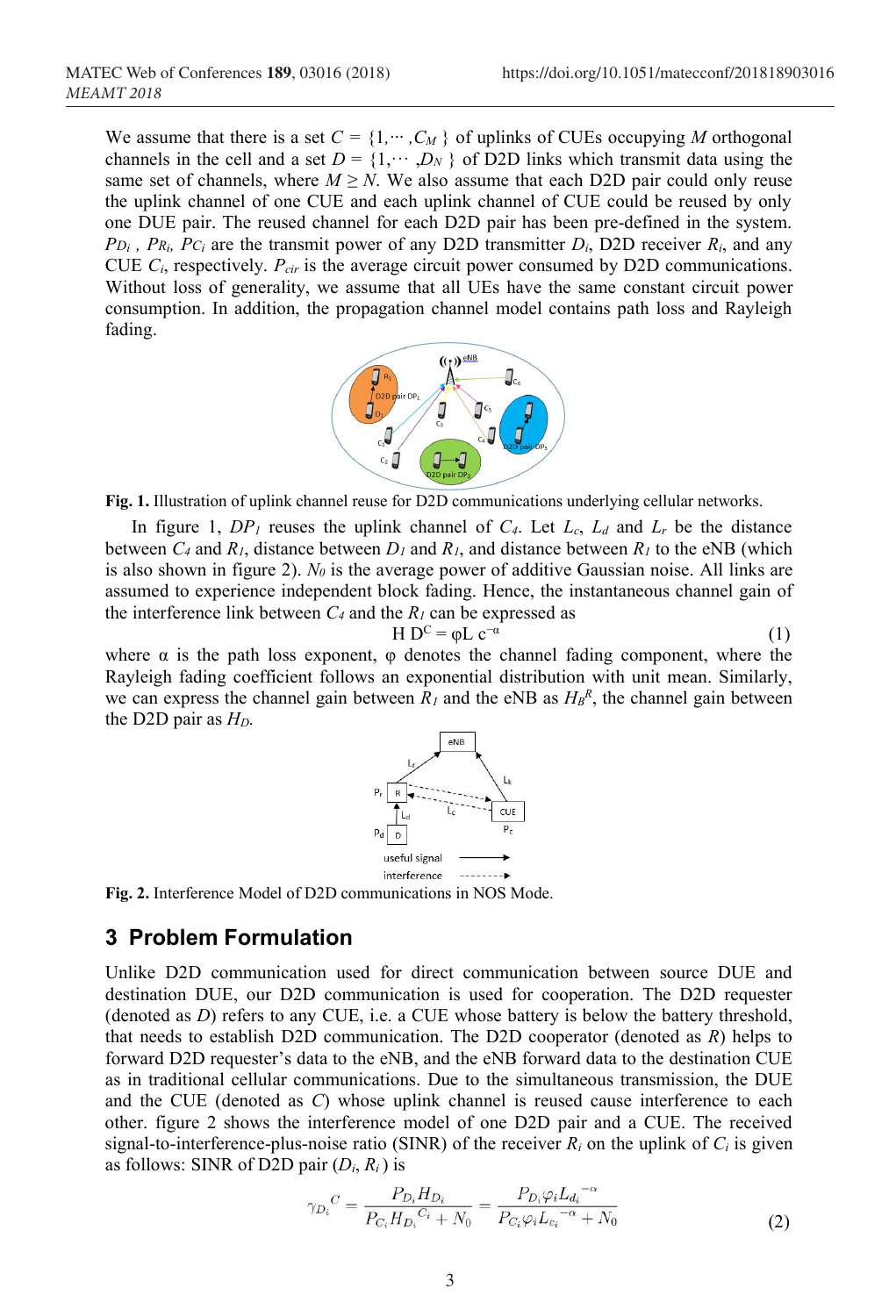We assume that there is a set $C = \{1,\cdots,C_M\}$ of uplinks of CUEs occupying $M$ orthogonal channels in the cell and a set $D = \{1,\cdots,D_N\}$ of D2D links which transmit data using the same set of channels, where $M \geq N$. We also assume that each D2D pair could only reuse the uplink channel of one CUE and each uplink channel of CUE could be reused by only one DUE pair. The reused channel for each D2D pair has been pre-defined in the system. $P_{D_i}$, $P_{R_i}$, $P_{C_i}$ are the transmit power of any D2D transmitter $D_i$, D2D receiver $R_i$, and any CUE $C_i$, respectively. $P_{cir}$ is the average circuit power consumed by D2D communications. Without loss of generality, we assume that all UEs have the same constant circuit power consumption. In addition, the propagation channel model contains path loss and Rayleigh fading.

**Fig. 1.** Illustration of uplink channel reuse for D2D communications underlying cellular networks.

In figure 1, $DP_1$ reuses the uplink channel of $C_4$. Let $L_c$, $L_d$ and $L_r$ be the distance between $C_4$ and $R_1$, distance between $D_1$ and $R_1$, and distance between $R_1$ to the eNB (which is also shown in figure 2). $N_0$ is the average power of additive Gaussian noise. All links are assumed to experience independent block fading. Hence, the instantaneous channel gain of the interference link between $C_4$ and the $R_1$ can be expressed as

$$H_D^C = \varphi L_c^{-\alpha} \tag{1}$$

where $\alpha$ is the path loss exponent, $\varphi$ denotes the channel fading component, where the Rayleigh fading coefficient follows an exponential distribution with unit mean. Similarly, we can express the channel gain between $R_1$ and the eNB as $H_B^R$, the channel gain between the D2D pair as $H_D$.

**Fig. 2.** Interference Model of D2D communications in NOS Mode.

## 3 Problem Formulation

Unlike D2D communication used for direct communication between source DUE and destination DUE, our D2D communication is used for cooperation. The D2D requester (denoted as $D$) refers to any CUE, i.e. a CUE whose battery is below the battery threshold, that needs to establish D2D communication. The D2D cooperator (denoted as $R$) helps to forward D2D requester's data to the eNB, and the eNB forward data to the destination CUE as in traditional cellular communications. Due to the simultaneous transmission, the DUE and the CUE (denoted as $C$) whose uplink channel is reused cause interference to each other. figure 2 shows the interference model of one D2D pair and a CUE. The received signal-to-interference-plus-noise ratio (SINR) of the receiver $R_i$ on the uplink of $C_i$ is given as follows: SINR of D2D pair ($D_i$, $R_i$) is

$$\gamma_{D_i}{}^{C} = \frac{P_{D_i} H_{D_i}}{P_{C_i} H_{D_i}{}^{C_i} + N_0} = \frac{P_{D_i} \varphi_i L_{d_i}{}^{-\alpha}}{P_{C_i} \varphi_i L_{c_i}{}^{-\alpha} + N_0} \tag{2}$$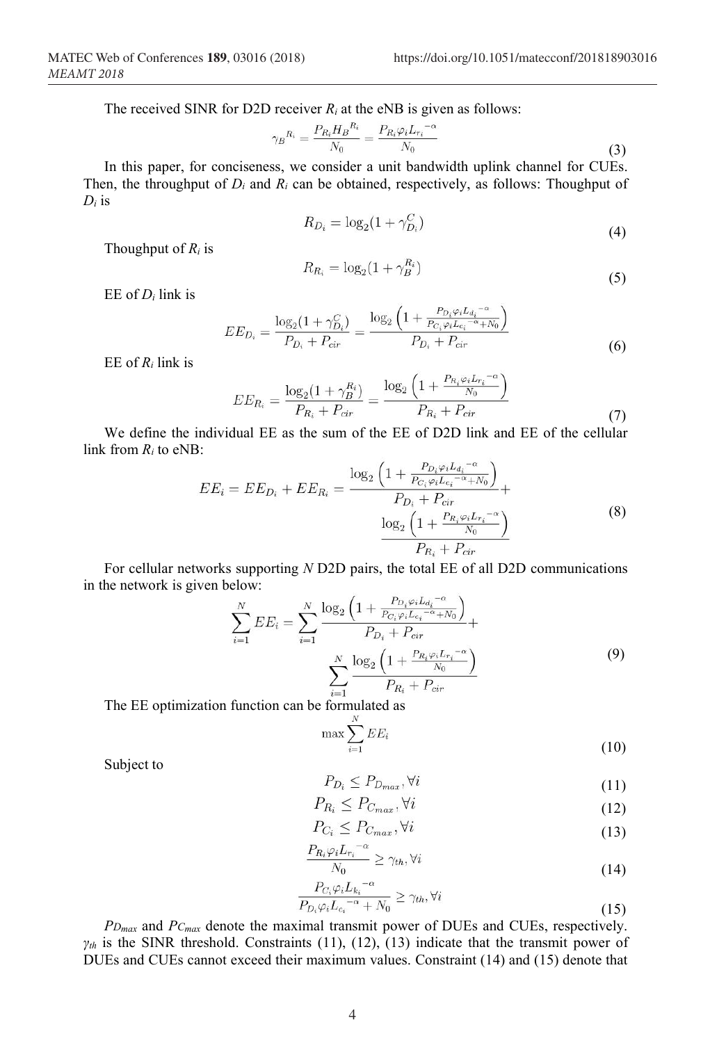The received SINR for D2D receiver $R_i$ at the eNB is given as follows:

$$\gamma_B{}^{R_i} = \frac{P_{R_i} H_B{}^{R_i}}{N_0} = \frac{P_{R_i} \varphi_i L_{r_i}{}^{-\alpha}}{N_0} \tag{3}$$

In this paper, for conciseness, we consider a unit bandwidth uplink channel for CUEs. Then, the throughput of $D_i$ and $R_i$ can be obtained, respectively, as follows: Thoughput of $D_i$ is

$$R_{D_i} = \log_2(1 + \gamma_{D_i}^{C}) \tag{4}$$

Thoughput of $R_i$ is

$$R_{R_i} = \log_2(1 + \gamma_B^{R_i}) \tag{5}$$

EE of $D_i$ link is

$$EE_{D_i} = \frac{\log_2(1 + \gamma_{D_i}^{C})}{P_{D_i} + P_{cir}} = \frac{\log_2\left(1 + \frac{P_{D_i}\varphi_i L_{d_i}{}^{-\alpha}}{P_{C_i}\varphi_i L_{c_i}{}^{-\alpha} + N_0}\right)}{P_{D_i} + P_{cir}} \tag{6}$$

EE of $R_i$ link is

$$EE_{R_i} = \frac{\log_2(1 + \gamma_B^{R_i})}{P_{R_i} + P_{cir}} = \frac{\log_2\left(1 + \frac{P_{R_i}\varphi_i L_{r_i}{}^{-\alpha}}{N_0}\right)}{P_{R_i} + P_{cir}} \tag{7}$$

We define the individual EE as the sum of the EE of D2D link and EE of the cellular link from $R_i$ to eNB:

$$EE_i = EE_{D_i} + EE_{R_i} = \frac{\log_2\left(1 + \frac{P_{D_i}\varphi_i L_{d_i}{}^{-\alpha}}{P_{C_i}\varphi_i L_{c_i}{}^{-\alpha} + N_0}\right)}{P_{D_i} + P_{cir}} + \frac{\log_2\left(1 + \frac{P_{R_i}\varphi_i L_{r_i}{}^{-\alpha}}{N_0}\right)}{P_{R_i} + P_{cir}} \tag{8}$$

For cellular networks supporting $N$ D2D pairs, the total EE of all D2D communications in the network is given below:

$$\sum_{i=1}^{N} EE_i = \sum_{i=1}^{N} \frac{\log_2\left(1 + \frac{P_{D_i}\varphi_i L_{d_i}{}^{-\alpha}}{P_{C_i}\varphi_i L_{c_i}{}^{-\alpha} + N_0}\right)}{P_{D_i} + P_{cir}} + \sum_{i=1}^{N} \frac{\log_2\left(1 + \frac{P_{R_i}\varphi_i L_{r_i}{}^{-\alpha}}{N_0}\right)}{P_{R_i} + P_{cir}} \tag{9}$$

The EE optimization function can be formulated as

$$\max \sum_{i=1}^{N} EE_i \tag{10}$$

Subject to

$$P_{D_i} \le P_{D_{max}}, \forall i \tag{11}$$

$$P_{R_i} \le P_{C_{max}}, \forall i \tag{12}$$

$$P_{C_i} \le P_{C_{max}}, \forall i \tag{13}$$

$$\frac{P_{R_i}\varphi_i L_{r_i}{}^{-\alpha}}{N_0} \ge \gamma_{th}, \forall i \tag{14}$$

$$\frac{P_{C_i}\varphi_i L_{k_i}{}^{-\alpha}}{P_{D_i}\varphi_i L_{c_i}{}^{-\alpha} + N_0} \ge \gamma_{th}, \forall i \tag{15}$$

$P_{Dmax}$ and $P_{Cmax}$ denote the maximal transmit power of DUEs and CUEs, respectively. $\gamma_{th}$ is the SINR threshold. Constraints (11), (12), (13) indicate that the transmit power of DUEs and CUEs cannot exceed their maximum values. Constraint (14) and (15) denote that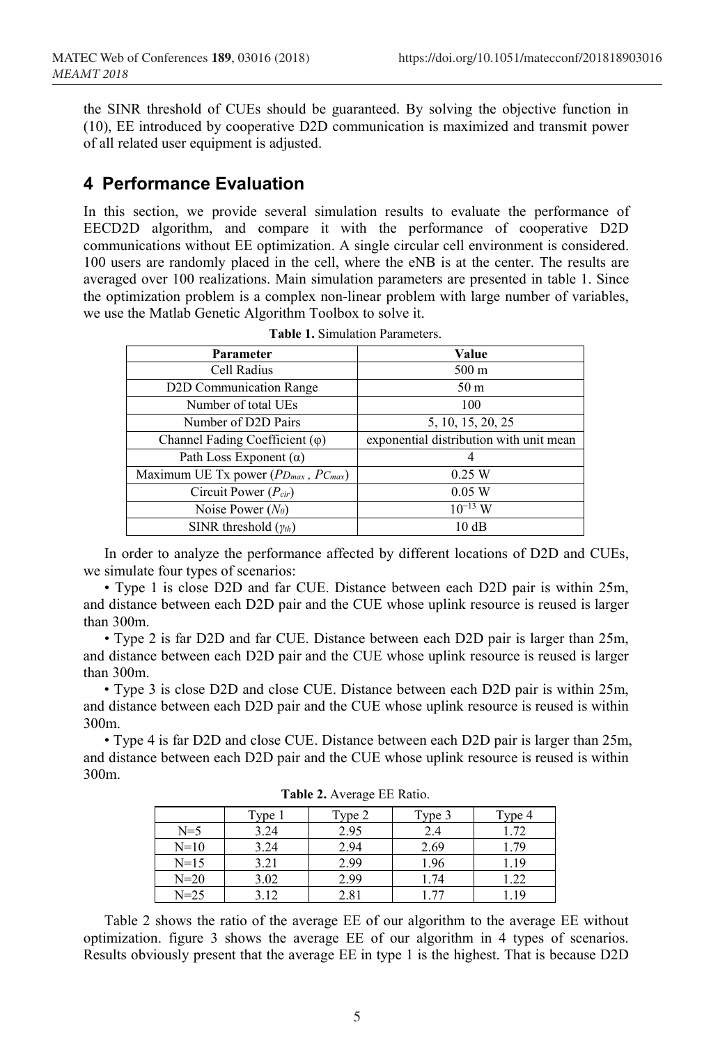the SINR threshold of CUEs should be guaranteed. By solving the objective function in (10), EE introduced by cooperative D2D communication is maximized and transmit power of all related user equipment is adjusted.

## 4 Performance Evaluation

In this section, we provide several simulation results to evaluate the performance of EECD2D algorithm, and compare it with the performance of cooperative D2D communications without EE optimization. A single circular cell environment is considered. 100 users are randomly placed in the cell, where the eNB is at the center. The results are averaged over 100 realizations. Main simulation parameters are presented in table 1. Since the optimization problem is a complex non-linear problem with large number of variables, we use the Matlab Genetic Algorithm Toolbox to solve it.

**Table 1.** Simulation Parameters.

| Parameter | Value |
|---|---|
| Cell Radius | 500 m |
| D2D Communication Range | 50 m |
| Number of total UEs | 100 |
| Number of D2D Pairs | 5, 10, 15, 20, 25 |
| Channel Fading Coefficient ($\varphi$) | exponential distribution with unit mean |
| Path Loss Exponent ($\alpha$) | 4 |
| Maximum UE Tx power ($PD_{max}$ , $PC_{max}$) | 0.25 W |
| Circuit Power ($P_{cir}$) | 0.05 W |
| Noise Power ($N_0$) | $10^{-13}$ W |
| SINR threshold ($\gamma_{th}$) | 10 dB |

In order to analyze the performance affected by different locations of D2D and CUEs, we simulate four types of scenarios:

• Type 1 is close D2D and far CUE. Distance between each D2D pair is within 25m, and distance between each D2D pair and the CUE whose uplink resource is reused is larger than 300m.

• Type 2 is far D2D and far CUE. Distance between each D2D pair is larger than 25m, and distance between each D2D pair and the CUE whose uplink resource is reused is larger than 300m.

• Type 3 is close D2D and close CUE. Distance between each D2D pair is within 25m, and distance between each D2D pair and the CUE whose uplink resource is reused is within 300m.

• Type 4 is far D2D and close CUE. Distance between each D2D pair is larger than 25m, and distance between each D2D pair and the CUE whose uplink resource is reused is within 300m.

**Table 2.** Average EE Ratio.

| | Type 1 | Type 2 | Type 3 | Type 4 |
|---|---|---|---|---|
| N=5 | 3.24 | 2.95 | 2.4 | 1.72 |
| N=10 | 3.24 | 2.94 | 2.69 | 1.79 |
| N=15 | 3.21 | 2.99 | 1.96 | 1.19 |
| N=20 | 3.02 | 2.99 | 1.74 | 1.22 |
| N=25 | 3.12 | 2.81 | 1.77 | 1.19 |

Table 2 shows the ratio of the average EE of our algorithm to the average EE without optimization. figure 3 shows the average EE of our algorithm in 4 types of scenarios. Results obviously present that the average EE in type 1 is the highest. That is because D2D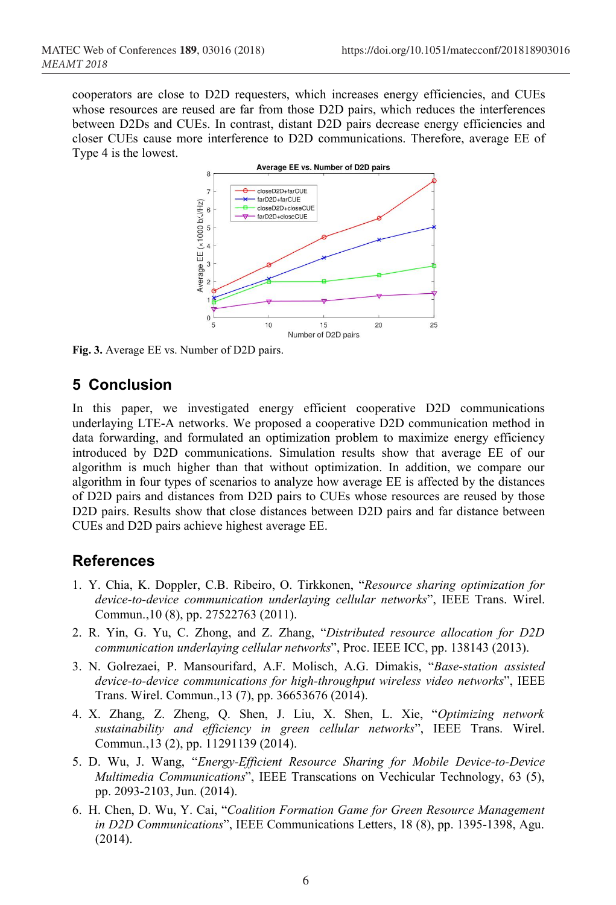cooperators are close to D2D requesters, which increases energy efficiencies, and CUEs whose resources are reused are far from those D2D pairs, which reduces the interferences between D2Ds and CUEs. In contrast, distant D2D pairs decrease energy efficiencies and closer CUEs cause more interference to D2D communications. Therefore, average EE of Type 4 is the lowest.

Average EE vs. Number of D2D pairs

Average EE (×1000 b/J/Hz)

Number of D2D pairs

closeD2D+farCUE
farD2D+farCUE
closeD2D+closeCUE
farD2D+closeCUE

0
1
2
3
4
5
6
7
8

5
10
15
20
25

**Fig. 3.** Average EE vs. Number of D2D pairs.

## 5 Conclusion

In this paper, we investigated energy efficient cooperative D2D communications underlaying LTE-A networks. We proposed a cooperative D2D communication method in data forwarding, and formulated an optimization problem to maximize energy efficiency introduced by D2D communications. Simulation results show that average EE of our algorithm is much higher than that without optimization. In addition, we compare our algorithm in four types of scenarios to analyze how average EE is affected by the distances of D2D pairs and distances from D2D pairs to CUEs whose resources are reused by those D2D pairs. Results show that close distances between D2D pairs and far distance between CUEs and D2D pairs achieve highest average EE.

## References

1. Y. Chia, K. Doppler, C.B. Ribeiro, O. Tirkkonen, "*Resource sharing optimization for device-to-device communication underlaying cellular networks*", IEEE Trans. Wirel. Commun.,10 (8), pp. 27522763 (2011).
2. R. Yin, G. Yu, C. Zhong, and Z. Zhang, "*Distributed resource allocation for D2D communication underlaying cellular networks*", Proc. IEEE ICC, pp. 138143 (2013).
3. N. Golrezaei, P. Mansourifard, A.F. Molisch, A.G. Dimakis, "*Base-station assisted device-to-device communications for high-throughput wireless video networks*", IEEE Trans. Wirel. Commun.,13 (7), pp. 36653676 (2014).
4. X. Zhang, Z. Zheng, Q. Shen, J. Liu, X. Shen, L. Xie, "*Optimizing network sustainability and efficiency in green cellular networks*", IEEE Trans. Wirel. Commun.,13 (2), pp. 11291139 (2014).
5. D. Wu, J. Wang, "*Energy-Efficient Resource Sharing for Mobile Device-to-Device Multimedia Communications*", IEEE Transcations on Vechicular Technology, 63 (5), pp. 2093-2103, Jun. (2014).
6. H. Chen, D. Wu, Y. Cai, "*Coalition Formation Game for Green Resource Management in D2D Communications*", IEEE Communications Letters, 18 (8), pp. 1395-1398, Agu. (2014).